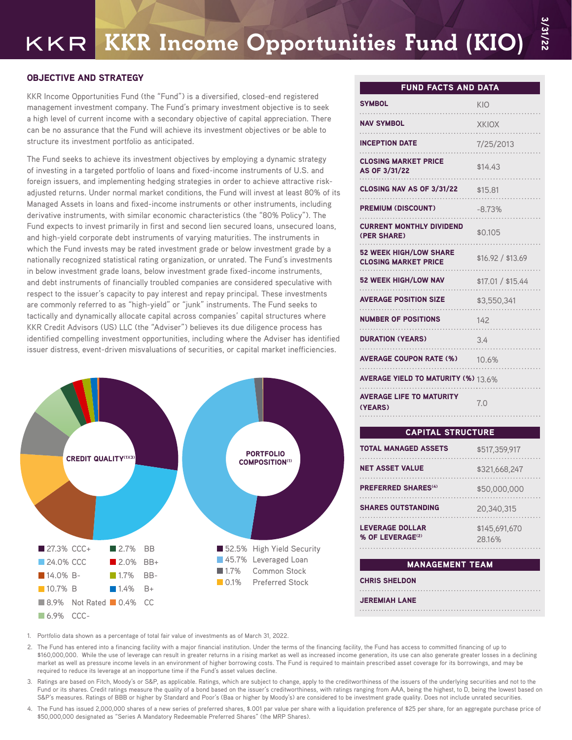# KKR Income Opportunities Fund (KIO)

3/31/22

## OBJECTIVE AND STRATEGY

KKR Income Opportunities Fund (the "Fund") is a diversified, closed-end registered management investment company. The Fund's primary investment objective is to seek a high level of current income with a secondary objective of capital appreciation. There can be no assurance that the Fund will achieve its investment objectives or be able to structure its investment portfolio as anticipated.

The Fund seeks to achieve its investment objectives by employing a dynamic strategy of investing in a targeted portfolio of loans and fixed-income instruments of U.S. and foreign issuers, and implementing hedging strategies in order to achieve attractive risk-adjusted returns. Under normal market conditions, the Fund will invest at least 80% of its Managed Assets in loans and fixed-income instruments or other instruments, including derivative instruments, with similar economic characteristics (the "80% Policy"). The Fund expects to invest primarily in first and second lien secured loans, unsecured loans, and high-yield corporate debt instruments of varying maturities. The instruments in which the Fund invests may be rated investment grade or below investment grade by a nationally recognized statistical rating organization, or unrated. The Fund's investments in below investment grade loans, below investment grade fixed-income instruments, and debt instruments of financially troubled companies are considered speculative with respect to the issuer's capacity to pay interest and repay principal. These investments are commonly referred to as "high-yield" or "junk" instruments. The Fund seeks to tactically and dynamically allocate capital across companies' capital structures where KKR Credit Advisors (US) LLC (the "Adviser") believes its due diligence process has identified compelling investment opportunities, including where the Adviser has identified issuer distress, event-driven misvaluations of securities, or capital market inefficiencies.

### CREDIT QUALITY[1][3]

| Rating | % |
|---|---|
| CCC+ | 27.3% |
| CCC | 24.0% |
| B- | 14.0% |
| B | 10.7% |
| Not Rated | 8.9% |
| CCC- | 6.9% |
| BB | 2.7% |
| BB+ | 2.0% |
| BB- | 1.7% |
| B+ | 1.4% |
| CC | 0.4% |

### PORTFOLIO COMPOSITION[1]

| Type | % |
|---|---|
| High Yield Security | 52.5% |
| Leveraged Loan | 45.7% |
| Common Stock | 1.7% |
| Preferred Stock | 0.1% |

## FUND FACTS AND DATA

| | |
|---|---|
| SYMBOL | KIO |
| NAV SYMBOL | XKIOX |
| INCEPTION DATE | 7/25/2013 |
| CLOSING MARKET PRICE AS OF 3/31/22 | $14.43 |
| CLOSING NAV AS OF 3/31/22 | $15.81 |
| PREMIUM (DISCOUNT) | -8.73% |
| CURRENT MONTHLY DIVIDEND (PER SHARE) | $0.105 |
| 52 WEEK HIGH/LOW SHARE CLOSING MARKET PRICE | $16.92 / $13.69 |
| 52 WEEK HIGH/LOW NAV | $17.01 / $15.44 |
| AVERAGE POSITION SIZE | $3,550,341 |
| NUMBER OF POSITIONS | 142 |
| DURATION (YEARS) | 3.4 |
| AVERAGE COUPON RATE (%) | 10.6% |
| AVERAGE YIELD TO MATURITY (%) | 13.6% |
| AVERAGE LIFE TO MATURITY (YEARS) | 7.0 |

## CAPITAL STRUCTURE

| | |
|---|---|
| TOTAL MANAGED ASSETS | $517,359,917 |
| NET ASSET VALUE | $321,668,247 |
| PREFERRED SHARES[4] | $50,000,000 |
| SHARES OUTSTANDING | 20,340,315 |
| LEVERAGE DOLLAR<br>% OF LEVERAGE[2] | $145,691,670<br>28.16% |

## MANAGEMENT TEAM

CHRIS SHELDON

JEREMIAH LANE

1. Portfolio data shown as a percentage of total fair value of investments as of March 31, 2022.
2. The Fund has entered into a financing facility with a major financial institution. Under the terms of the financing facility, the Fund has access to committed financing of up to $160,000,000. While the use of leverage can result in greater returns in a rising market as well as increased income generation, its use can also generate greater losses in a declining market as well as pressure income levels in an environment of higher borrowing costs. The Fund is required to maintain prescribed asset coverage for its borrowings, and may be required to reduce its leverage at an inopportune time if the Fund's asset values decline.
3. Ratings are based on Fitch, Moody's or S&P, as applicable. Ratings, which are subject to change, apply to the creditworthiness of the issuers of the underlying securities and not to the Fund or its shares. Credit ratings measure the quality of a bond based on the issuer's creditworthiness, with ratings ranging from AAA, being the highest, to D, being the lowest based on S&P's measures. Ratings of BBB or higher by Standard and Poor's (Baa or higher by Moody's) are considered to be investment grade quality. Does not include unrated securities.
4. The Fund has issued 2,000,000 shares of a new series of preferred shares, $.001 par value per share with a liquidation preference of $25 per share, for an aggregate purchase price of $50,000,000 designated as "Series A Mandatory Redeemable Preferred Shares" (the MRP Shares).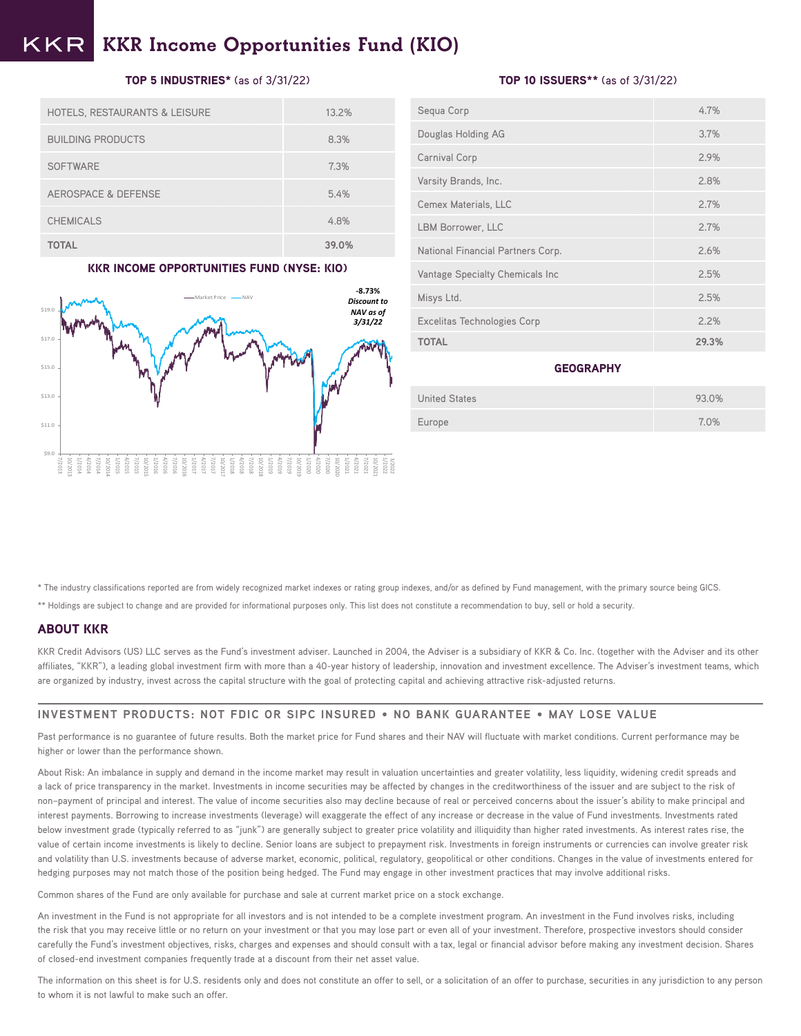# KKR Income Opportunities Fund (KIO)

**TOP 5 INDUSTRIES*** (as of 3/31/22)

| | |
|---|---|
| HOTELS, RESTAURANTS & LEISURE | 13.2% |
| BUILDING PRODUCTS | 8.3% |
| SOFTWARE | 7.3% |
| AEROSPACE & DEFENSE | 5.4% |
| CHEMICALS | 4.8% |
| **TOTAL** | **39.0%** |

**KKR INCOME OPPORTUNITIES FUND (NYSE: KIO)**

Market Price — NAV

**-8.73% Discount to NAV as of 3/31/22**

**TOP 10 ISSUERS**** (as of 3/31/22)

| | |
|---|---|
| Sequa Corp | 4.7% |
| Douglas Holding AG | 3.7% |
| Carnival Corp | 2.9% |
| Varsity Brands, Inc. | 2.8% |
| Cemex Materials, LLC | 2.7% |
| LBM Borrower, LLC | 2.7% |
| National Financial Partners Corp. | 2.6% |
| Vantage Specialty Chemicals Inc | 2.5% |
| Misys Ltd. | 2.5% |
| Excelitas Technologies Corp | 2.2% |
| **TOTAL** | **29.3%** |

**GEOGRAPHY**

| | |
|---|---|
| United States | 93.0% |
| Europe | 7.0% |

\* The industry classifications reported are from widely recognized market indexes or rating group indexes, and/or as defined by Fund management, with the primary source being GICS.

\*\* Holdings are subject to change and are provided for informational purposes only. This list does not constitute a recommendation to buy, sell or hold a security.

## ABOUT KKR

KKR Credit Advisors (US) LLC serves as the Fund's investment adviser. Launched in 2004, the Adviser is a subsidiary of KKR & Co. Inc. (together with the Adviser and its other affiliates, "KKR"), a leading global investment firm with more than a 40-year history of leadership, innovation and investment excellence. The Adviser's investment teams, which are organized by industry, invest across the capital structure with the goal of protecting capital and achieving attractive risk-adjusted returns.

**INVESTMENT PRODUCTS: NOT FDIC OR SIPC INSURED • NO BANK GUARANTEE • MAY LOSE VALUE**

Past performance is no guarantee of future results. Both the market price for Fund shares and their NAV will fluctuate with market conditions. Current performance may be higher or lower than the performance shown.

About Risk: An imbalance in supply and demand in the income market may result in valuation uncertainties and greater volatility, less liquidity, widening credit spreads and a lack of price transparency in the market. Investments in income securities may be affected by changes in the creditworthiness of the issuer and are subject to the risk of non–payment of principal and interest. The value of income securities also may decline because of real or perceived concerns about the issuer's ability to make principal and interest payments. Borrowing to increase investments (leverage) will exaggerate the effect of any increase or decrease in the value of Fund investments. Investments rated below investment grade (typically referred to as "junk") are generally subject to greater price volatility and illiquidity than higher rated investments. As interest rates rise, the value of certain income investments is likely to decline. Senior loans are subject to prepayment risk. Investments in foreign instruments or currencies can involve greater risk and volatility than U.S. investments because of adverse market, economic, political, regulatory, geopolitical or other conditions. Changes in the value of investments entered for hedging purposes may not match those of the position being hedged. The Fund may engage in other investment practices that may involve additional risks.

Common shares of the Fund are only available for purchase and sale at current market price on a stock exchange.

An investment in the Fund is not appropriate for all investors and is not intended to be a complete investment program. An investment in the Fund involves risks, including the risk that you may receive little or no return on your investment or that you may lose part or even all of your investment. Therefore, prospective investors should consider carefully the Fund's investment objectives, risks, charges and expenses and should consult with a tax, legal or financial advisor before making any investment decision. Shares of closed-end investment companies frequently trade at a discount from their net asset value.

The information on this sheet is for U.S. residents only and does not constitute an offer to sell, or a solicitation of an offer to purchase, securities in any jurisdiction to any person to whom it is not lawful to make such an offer.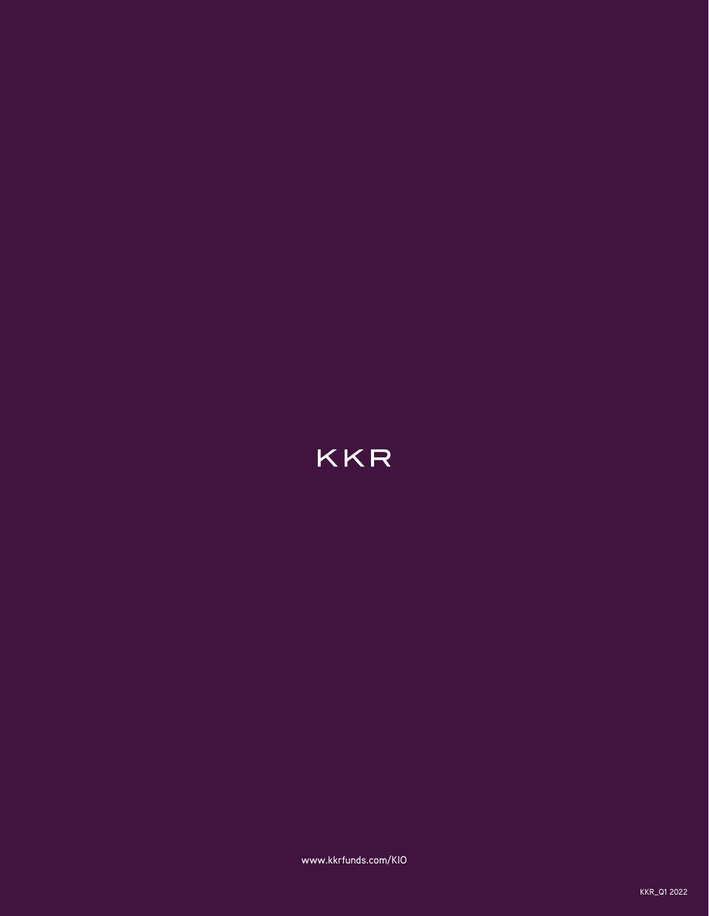KKR

www.kkrfunds.com/KIO

KKR_Q1 2022